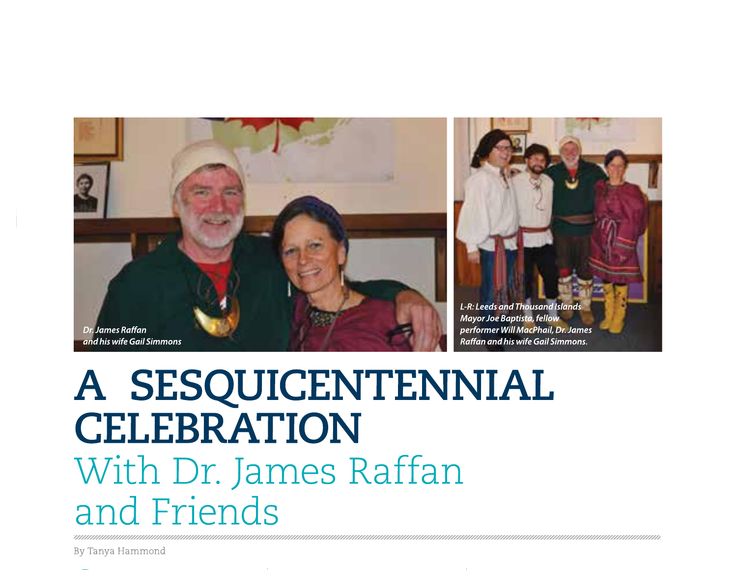Dr. James Raffan and his wife Gail Simmons

L-R: Leeds and Thousand Islands Mayor Joe Baptista, fellow performer Will MacPhail, Dr. James Raffan and his wife Gail Simmons.

# A SESQUICENTENNIAL CELEBRATION

## With Dr. James Raffan and Friends

By Tanya Hammond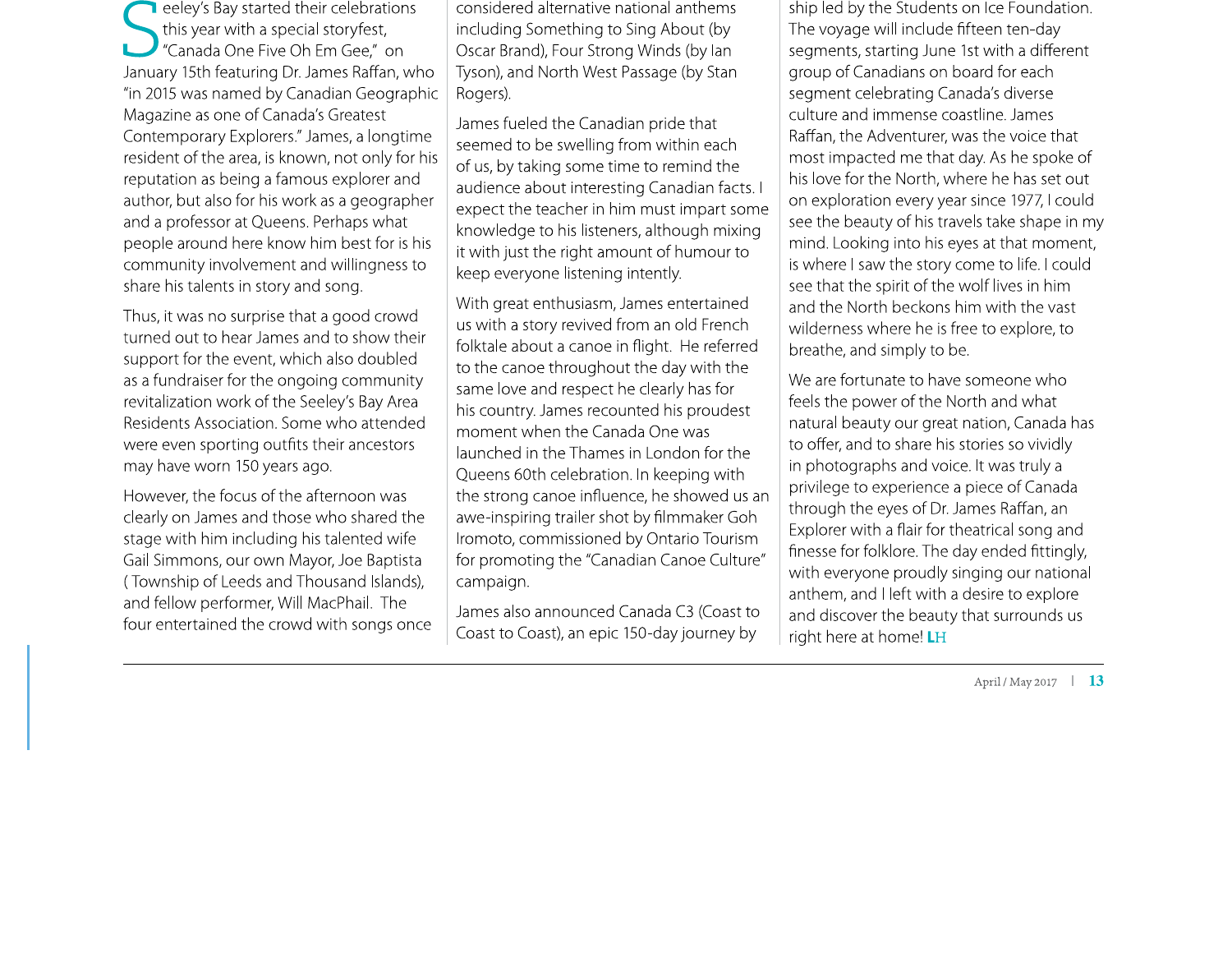Seeley's Bay started their celebrations this year with a special storyfest, "Canada One Five Oh Em Gee," on January 15th featuring Dr. James Raffan, who "in 2015 was named by Canadian Geographic Magazine as one of Canada's Greatest Contemporary Explorers." James, a longtime resident of the area, is known, not only for his reputation as being a famous explorer and author, but also for his work as a geographer and a professor at Queens. Perhaps what people around here know him best for is his community involvement and willingness to share his talents in story and song.

Thus, it was no surprise that a good crowd turned out to hear James and to show their support for the event, which also doubled as a fundraiser for the ongoing community revitalization work of the Seeley's Bay Area Residents Association. Some who attended were even sporting outfits their ancestors may have worn 150 years ago.

However, the focus of the afternoon was clearly on James and those who shared the stage with him including his talented wife Gail Simmons, our own Mayor, Joe Baptista ( Township of Leeds and Thousand Islands), and fellow performer, Will MacPhail. The four entertained the crowd with songs once considered alternative national anthems including Something to Sing About (by Oscar Brand), Four Strong Winds (by Ian Tyson), and North West Passage (by Stan Rogers).

James fueled the Canadian pride that seemed to be swelling from within each of us, by taking some time to remind the audience about interesting Canadian facts. I expect the teacher in him must impart some knowledge to his listeners, although mixing it with just the right amount of humour to keep everyone listening intently.

With great enthusiasm, James entertained us with a story revived from an old French folktale about a canoe in flight. He referred to the canoe throughout the day with the same love and respect he clearly has for his country. James recounted his proudest moment when the Canada One was launched in the Thames in London for the Queens 60th celebration. In keeping with the strong canoe influence, he showed us an awe-inspiring trailer shot by filmmaker Goh Iromoto, commissioned by Ontario Tourism for promoting the "Canadian Canoe Culture" campaign.

James also announced Canada C3 (Coast to Coast to Coast), an epic 150-day journey by ship led by the Students on Ice Foundation. The voyage will include fifteen ten-day segments, starting June 1st with a different group of Canadians on board for each segment celebrating Canada's diverse culture and immense coastline. James Raffan, the Adventurer, was the voice that most impacted me that day. As he spoke of his love for the North, where he has set out on exploration every year since 1977, I could see the beauty of his travels take shape in my mind. Looking into his eyes at that moment, is where I saw the story come to life. I could see that the spirit of the wolf lives in him and the North beckons him with the vast wilderness where he is free to explore, to breathe, and simply to be.

We are fortunate to have someone who feels the power of the North and what natural beauty our great nation, Canada has to offer, and to share his stories so vividly in photographs and voice. It was truly a privilege to experience a piece of Canada through the eyes of Dr. James Raffan, an Explorer with a flair for theatrical song and finesse for folklore. The day ended fittingly, with everyone proudly singing our national anthem, and I left with a desire to explore and discover the beauty that surrounds us right here at home! LH